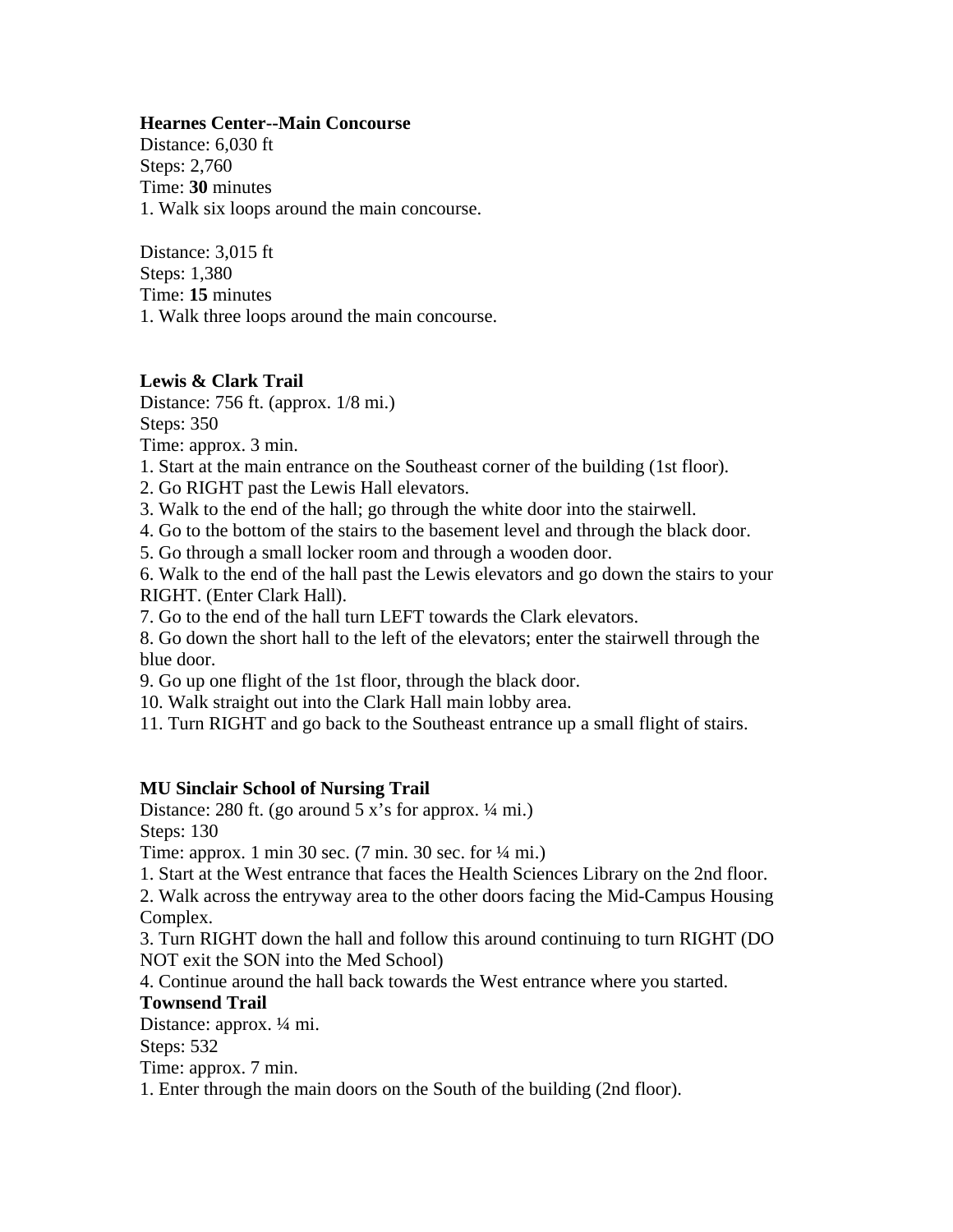**Hearnes Center--Main Concourse**

Distance: 6,030 ft
Steps: 2,760
Time: **30** minutes

1. Walk six loops around the main concourse.

Distance: 3,015 ft
Steps: 1,380
Time: **15** minutes

1. Walk three loops around the main concourse.

**Lewis & Clark Trail**

Distance: 756 ft. (approx. 1/8 mi.)
Steps: 350
Time: approx. 3 min.

1. Start at the main entrance on the Southeast corner of the building (1st floor).
2. Go RIGHT past the Lewis Hall elevators.
3. Walk to the end of the hall; go through the white door into the stairwell.
4. Go to the bottom of the stairs to the basement level and through the black door.
5. Go through a small locker room and through a wooden door.
6. Walk to the end of the hall past the Lewis elevators and go down the stairs to your RIGHT. (Enter Clark Hall).
7. Go to the end of the hall turn LEFT towards the Clark elevators.
8. Go down the short hall to the left of the elevators; enter the stairwell through the blue door.
9. Go up one flight of the 1st floor, through the black door.
10. Walk straight out into the Clark Hall main lobby area.
11. Turn RIGHT and go back to the Southeast entrance up a small flight of stairs.

**MU Sinclair School of Nursing Trail**

Distance: 280 ft. (go around 5 x's for approx. ¼ mi.)
Steps: 130
Time: approx. 1 min 30 sec. (7 min. 30 sec. for ¼ mi.)

1. Start at the West entrance that faces the Health Sciences Library on the 2nd floor.
2. Walk across the entryway area to the other doors facing the Mid-Campus Housing Complex.
3. Turn RIGHT down the hall and follow this around continuing to turn RIGHT (DO NOT exit the SON into the Med School)
4. Continue around the hall back towards the West entrance where you started.

**Townsend Trail**

Distance: approx. ¼ mi.
Steps: 532
Time: approx. 7 min.

1. Enter through the main doors on the South of the building (2nd floor).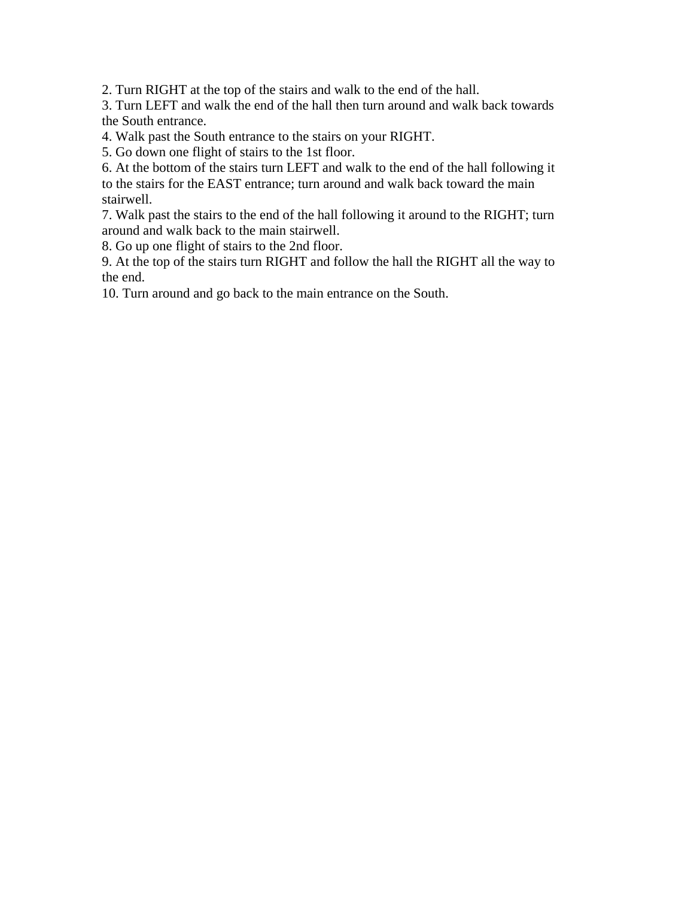2. Turn RIGHT at the top of the stairs and walk to the end of the hall.
3. Turn LEFT and walk the end of the hall then turn around and walk back towards the South entrance.
4. Walk past the South entrance to the stairs on your RIGHT.
5. Go down one flight of stairs to the 1st floor.
6. At the bottom of the stairs turn LEFT and walk to the end of the hall following it to the stairs for the EAST entrance; turn around and walk back toward the main stairwell.
7. Walk past the stairs to the end of the hall following it around to the RIGHT; turn around and walk back to the main stairwell.
8. Go up one flight of stairs to the 2nd floor.
9. At the top of the stairs turn RIGHT and follow the hall the RIGHT all the way to the end.
10. Turn around and go back to the main entrance on the South.